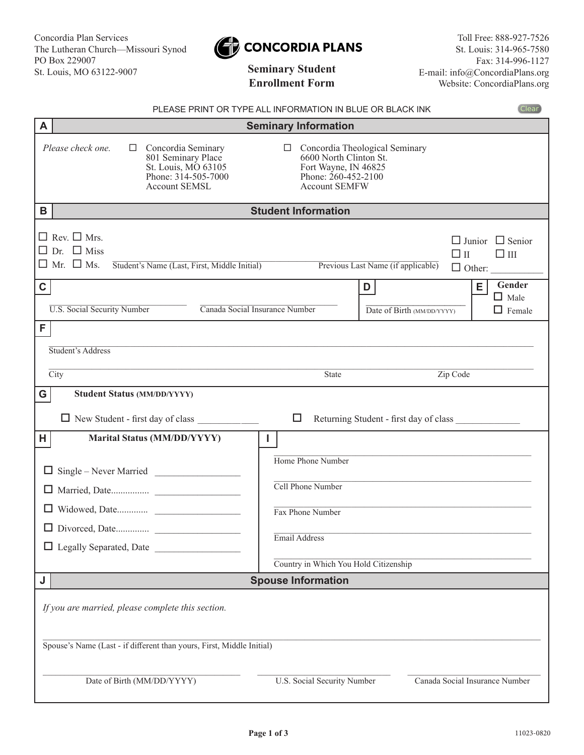Concordia Plan Services
The Lutheran Church—Missouri Synod
PO Box 229007
St. Louis, MO 63122-9007

# CONCORDIA PLANS

## Seminary Student Enrollment Form

Toll Free: 888-927-7526
St. Louis: 314-965-7580
Fax: 314-996-1127
E-mail: info@ConcordiaPlans.org
Website: ConcordiaPlans.org

PLEASE PRINT OR TYPE ALL INFORMATION IN BLUE OR BLACK INK

## A Seminary Information

*Please check one.*

☐ Concordia Seminary
801 Seminary Place
St. Louis, MO 63105
Phone: 314-505-7000
Account SEMSL

☐ Concordia Theological Seminary
6600 North Clinton St.
Fort Wayne, IN 46825
Phone: 260-452-2100
Account SEMFW

## B Student Information

☐ Rev. ☐ Mrs.
☐ Dr. ☐ Miss
☐ Mr. ☐ Ms.

Student's Name (Last, First, Middle Initial) ____________________

Previous Last Name (if applicable) ____________________

☐ Junior ☐ Senior
☐ II ☐ III
☐ Other: __________

**C**

U.S. Social Security Number ____________________

Canada Social Insurance Number ____________________

**D**

Date of Birth (MM/DD/YYYY) ____________________

**E** **Gender**

☐ Male
☐ Female

**F**

Student's Address ____________________

City ____________________ State ____________________ Zip Code ____________________

**G** **Student Status (MM/DD/YYYY)**

☐ New Student - first day of class ____________

☐ Returning Student - first day of class ____________

**H** **Marital Status (MM/DD/YYYY)**

☐ Single – Never Married ____________
☐ Married, Date................ ____________
☐ Widowed, Date............. ____________
☐ Divorced, Date.............. ____________
☐ Legally Separated, Date ____________

**I**

Home Phone Number ____________________

Cell Phone Number ____________________

Fax Phone Number ____________________

Email Address ____________________

Country in Which You Hold Citizenship ____________________

## J Spouse Information

*If you are married, please complete this section.*

Spouse's Name (Last - if different than yours, First, Middle Initial) ____________________

Date of Birth (MM/DD/YYYY) ____________________

U.S. Social Security Number ____________________

Canada Social Insurance Number ____________________

11023-0820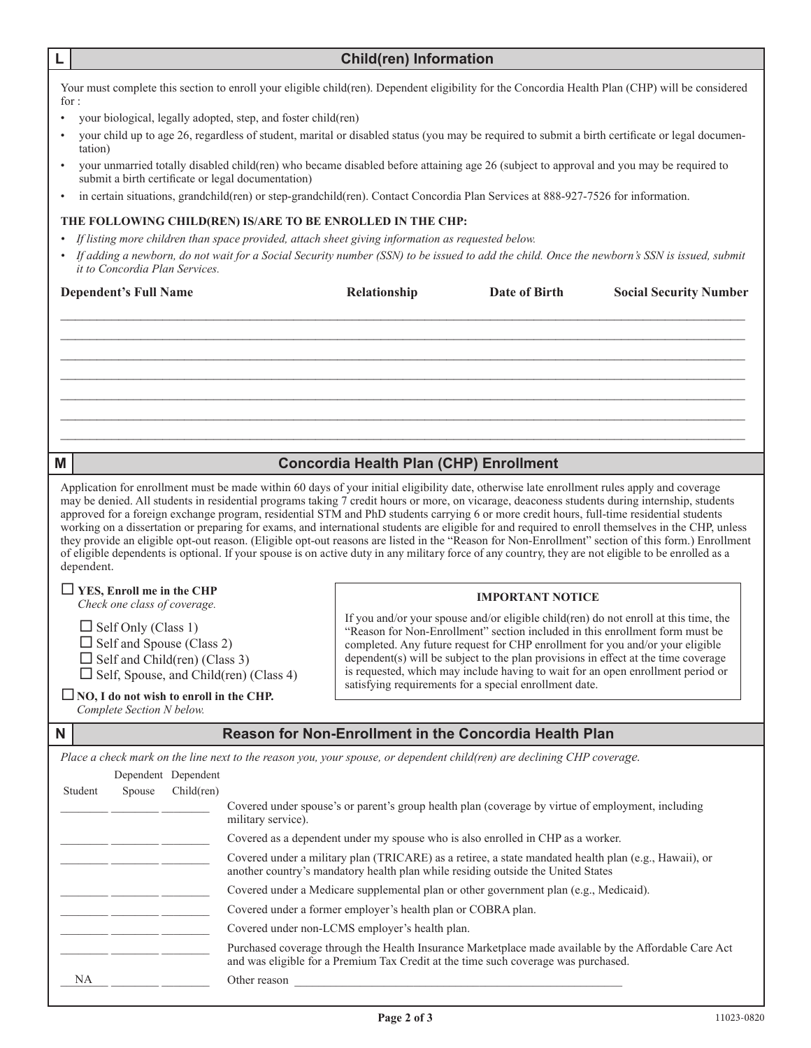## L — Child(ren) Information

Your must complete this section to enroll your eligible child(ren). Dependent eligibility for the Concordia Health Plan (CHP) will be considered for :

- your biological, legally adopted, step, and foster child(ren)
- your child up to age 26, regardless of student, marital or disabled status (you may be required to submit a birth certificate or legal documentation)
- your unmarried totally disabled child(ren) who became disabled before attaining age 26 (subject to approval and you may be required to submit a birth certificate or legal documentation)
- in certain situations, grandchild(ren) or step-grandchild(ren). Contact Concordia Plan Services at 888-927-7526 for information.

**THE FOLLOWING CHILD(REN) IS/ARE TO BE ENROLLED IN THE CHP:**

- *If listing more children than space provided, attach sheet giving information as requested below.*
- *If adding a newborn, do not wait for a Social Security number (SSN) to be issued to add the child. Once the newborn's SSN is issued, submit it to Concordia Plan Services.*

| Dependent's Full Name | Relationship | Date of Birth | Social Security Number |
|---|---|---|---|
| | | | |
| | | | |
| | | | |
| | | | |
| | | | |
| | | | |
| | | | |

## M — Concordia Health Plan (CHP) Enrollment

Application for enrollment must be made within 60 days of your initial eligibility date, otherwise late enrollment rules apply and coverage may be denied. All students in residential programs taking 7 credit hours or more, on vicarage, deaconess students during internship, students approved for a foreign exchange program, residential STM and PhD students carrying 6 or more credit hours, full-time residential students working on a dissertation or preparing for exams, and international students are eligible for and required to enroll themselves in the CHP, unless they provide an eligible opt-out reason. (Eligible opt-out reasons are listed in the "Reason for Non-Enrollment" section of this form.) Enrollment of eligible dependents is optional. If your spouse is on active duty in any military force of any country, they are not eligible to be enrolled as a dependent.

☐ **YES, Enroll me in the CHP**
*Check one class of coverage.*

- ☐ Self Only (Class 1)
- ☐ Self and Spouse (Class 2)
- ☐ Self and Child(ren) (Class 3)
- ☐ Self, Spouse, and Child(ren) (Class 4)

☐ **NO, I do not wish to enroll in the CHP.**
*Complete Section N below.*

**IMPORTANT NOTICE**

If you and/or your spouse and/or eligible child(ren) do not enroll at this time, the "Reason for Non-Enrollment" section included in this enrollment form must be completed. Any future request for CHP enrollment for you and/or your eligible dependent(s) will be subject to the plan provisions in effect at the time coverage is requested, which may include having to wait for an open enrollment period or satisfying requirements for a special enrollment date.

## N — Reason for Non-Enrollment in the Concordia Health Plan

*Place a check mark on the line next to the reason you, your spouse, or dependent child(ren) are declining CHP coverage.*

| Student | Dependent Spouse | Dependent Child(ren) | Reason |
|---|---|---|---|
| ______ | ______ | ______ | Covered under spouse's or parent's group health plan (coverage by virtue of employment, including military service). |
| ______ | ______ | ______ | Covered as a dependent under my spouse who is also enrolled in CHP as a worker. |
| ______ | ______ | ______ | Covered under a military plan (TRICARE) as a retiree, a state mandated health plan (e.g., Hawaii), or another country's mandatory health plan while residing outside the United States |
| ______ | ______ | ______ | Covered under a Medicare supplemental plan or other government plan (e.g., Medicaid). |
| ______ | ______ | ______ | Covered under a former employer's health plan or COBRA plan. |
| ______ | ______ | ______ | Covered under non-LCMS employer's health plan. |
| ______ | ______ | ______ | Purchased coverage through the Health Insurance Marketplace made available by the Affordable Care Act and was eligible for a Premium Tax Credit at the time such coverage was purchased. |
| NA | ______ | ______ | Other reason ______________________________ |

11023-0820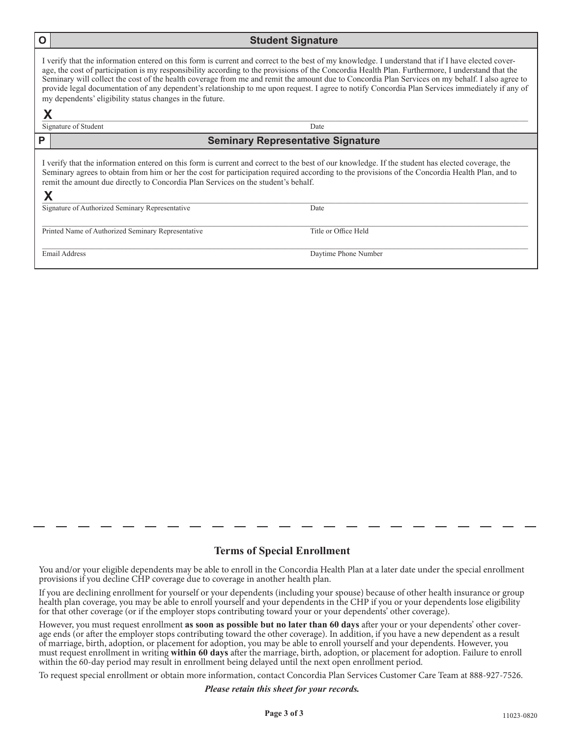## O Student Signature

I verify that the information entered on this form is current and correct to the best of my knowledge. I understand that if I have elected coverage, the cost of participation is my responsibility according to the provisions of the Concordia Health Plan. Furthermore, I understand that the Seminary will collect the cost of the health coverage from me and remit the amount due to Concordia Plan Services on my behalf. I also agree to provide legal documentation of any dependent's relationship to me upon request. I agree to notify Concordia Plan Services immediately if any of my dependents' eligibility status changes in the future.

**X**

Signature of Student                    Date

## P Seminary Representative Signature

I verify that the information entered on this form is current and correct to the best of our knowledge. If the student has elected coverage, the Seminary agrees to obtain from him or her the cost for participation required according to the provisions of the Concordia Health Plan, and to remit the amount due directly to Concordia Plan Services on the student's behalf.

**X**

Signature of Authorized Seminary Representative                    Date

Printed Name of Authorized Seminary Representative                    Title or Office Held

Email Address                    Daytime Phone Number

---

## Terms of Special Enrollment

You and/or your eligible dependents may be able to enroll in the Concordia Health Plan at a later date under the special enrollment provisions if you decline CHP coverage due to coverage in another health plan.

If you are declining enrollment for yourself or your dependents (including your spouse) because of other health insurance or group health plan coverage, you may be able to enroll yourself and your dependents in the CHP if you or your dependents lose eligibility for that other coverage (or if the employer stops contributing toward your or your dependents' other coverage).

However, you must request enrollment **as soon as possible but no later than 60 days** after your or your dependents' other coverage ends (or after the employer stops contributing toward the other coverage). In addition, if you have a new dependent as a result of marriage, birth, adoption, or placement for adoption, you may be able to enroll yourself and your dependents. However, you must request enrollment in writing **within 60 days** after the marriage, birth, adoption, or placement for adoption. Failure to enroll within the 60-day period may result in enrollment being delayed until the next open enrollment period.

To request special enrollment or obtain more information, contact Concordia Plan Services Customer Care Team at 888-927-7526.

***Please retain this sheet for your records.***

11023-0820